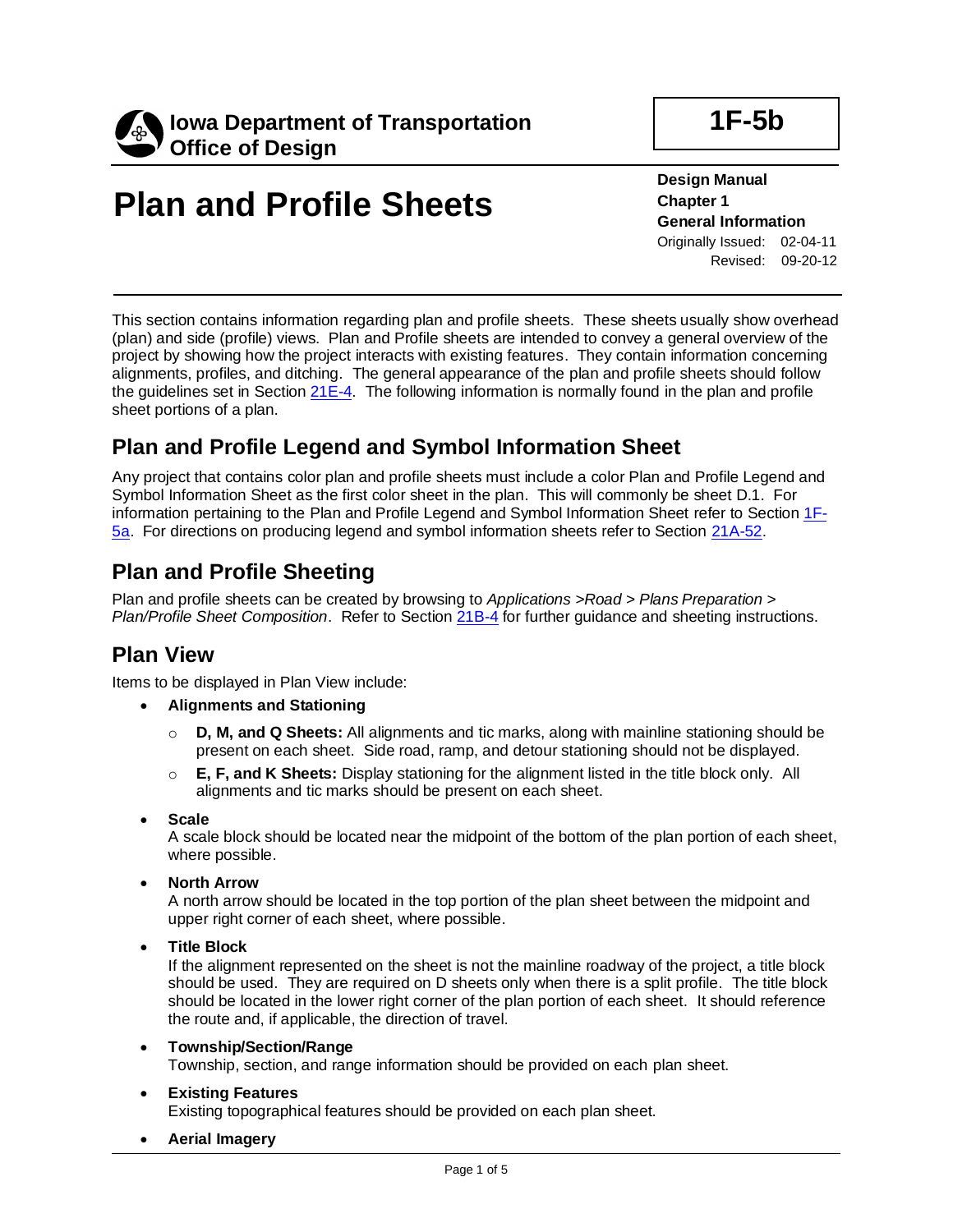Iowa Department of Transportation
Office of Design

**1F-5b**

# Plan and Profile Sheets

**Design Manual**
**Chapter 1**
**General Information**
Originally Issued: 02-04-11
Revised: 09-20-12

This section contains information regarding plan and profile sheets. These sheets usually show overhead (plan) and side (profile) views. Plan and Profile sheets are intended to convey a general overview of the project by showing how the project interacts with existing features. They contain information concerning alignments, profiles, and ditching. The general appearance of the plan and profile sheets should follow the guidelines set in Section 21E-4. The following information is normally found in the plan and profile sheet portions of a plan.

## Plan and Profile Legend and Symbol Information Sheet

Any project that contains color plan and profile sheets must include a color Plan and Profile Legend and Symbol Information Sheet as the first color sheet in the plan. This will commonly be sheet D.1. For information pertaining to the Plan and Profile Legend and Symbol Information Sheet refer to Section 1F-5a. For directions on producing legend and symbol information sheets refer to Section 21A-52.

## Plan and Profile Sheeting

Plan and profile sheets can be created by browsing to *Applications >Road > Plans Preparation > Plan/Profile Sheet Composition*. Refer to Section 21B-4 for further guidance and sheeting instructions.

## Plan View

Items to be displayed in Plan View include:

- **Alignments and Stationing**
  - **D, M, and Q Sheets:** All alignments and tic marks, along with mainline stationing should be present on each sheet. Side road, ramp, and detour stationing should not be displayed.
  - **E, F, and K Sheets:** Display stationing for the alignment listed in the title block only. All alignments and tic marks should be present on each sheet.
- **Scale**
  A scale block should be located near the midpoint of the bottom of the plan portion of each sheet, where possible.
- **North Arrow**
  A north arrow should be located in the top portion of the plan sheet between the midpoint and upper right corner of each sheet, where possible.
- **Title Block**
  If the alignment represented on the sheet is not the mainline roadway of the project, a title block should be used. They are required on D sheets only when there is a split profile. The title block should be located in the lower right corner of the plan portion of each sheet. It should reference the route and, if applicable, the direction of travel.
- **Township/Section/Range**
  Township, section, and range information should be provided on each plan sheet.
- **Existing Features**
  Existing topographical features should be provided on each plan sheet.
- **Aerial Imagery**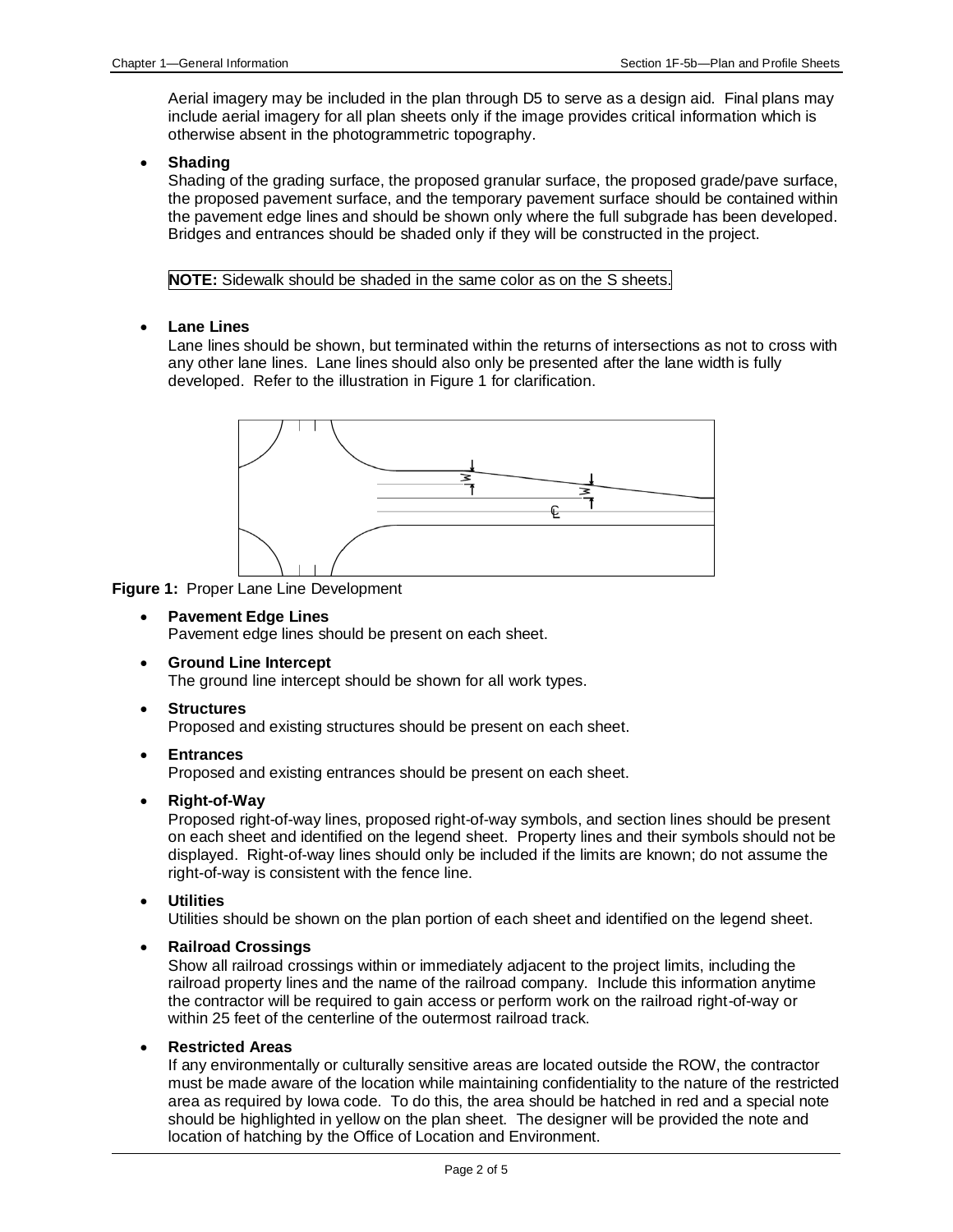Aerial imagery may be included in the plan through D5 to serve as a design aid. Final plans may include aerial imagery for all plan sheets only if the image provides critical information which is otherwise absent in the photogrammetric topography.

- **Shading**
  Shading of the grading surface, the proposed granular surface, the proposed grade/pave surface, the proposed pavement surface, and the temporary pavement surface should be contained within the pavement edge lines and should be shown only where the full subgrade has been developed. Bridges and entrances should be shaded only if they will be constructed in the project.

  **NOTE:** Sidewalk should be shaded in the same color as on the S sheets.

- **Lane Lines**
  Lane lines should be shown, but terminated within the returns of intersections as not to cross with any other lane lines. Lane lines should also only be presented after the lane width is fully developed. Refer to the illustration in Figure 1 for clarification.

**Figure 1:** Proper Lane Line Development

- **Pavement Edge Lines**
  Pavement edge lines should be present on each sheet.

- **Ground Line Intercept**
  The ground line intercept should be shown for all work types.

- **Structures**
  Proposed and existing structures should be present on each sheet.

- **Entrances**
  Proposed and existing entrances should be present on each sheet.

- **Right-of-Way**
  Proposed right-of-way lines, proposed right-of-way symbols, and section lines should be present on each sheet and identified on the legend sheet. Property lines and their symbols should not be displayed. Right-of-way lines should only be included if the limits are known; do not assume the right-of-way is consistent with the fence line.

- **Utilities**
  Utilities should be shown on the plan portion of each sheet and identified on the legend sheet.

- **Railroad Crossings**
  Show all railroad crossings within or immediately adjacent to the project limits, including the railroad property lines and the name of the railroad company. Include this information anytime the contractor will be required to gain access or perform work on the railroad right-of-way or within 25 feet of the centerline of the outermost railroad track.

- **Restricted Areas**
  If any environmentally or culturally sensitive areas are located outside the ROW, the contractor must be made aware of the location while maintaining confidentiality to the nature of the restricted area as required by Iowa code. To do this, the area should be hatched in red and a special note should be highlighted in yellow on the plan sheet. The designer will be provided the note and location of hatching by the Office of Location and Environment.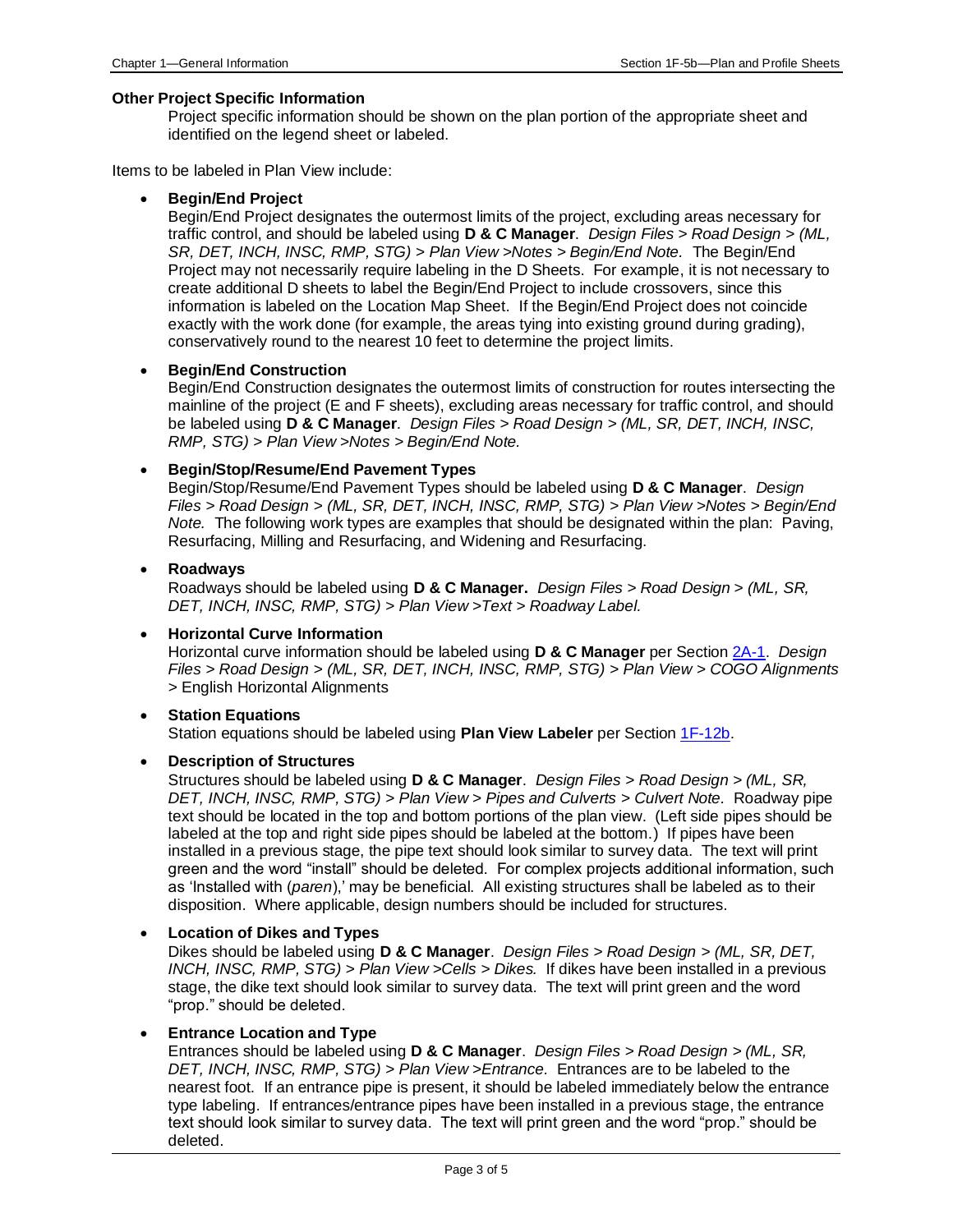**Other Project Specific Information**

Project specific information should be shown on the plan portion of the appropriate sheet and identified on the legend sheet or labeled.

Items to be labeled in Plan View include:

- **Begin/End Project**
  Begin/End Project designates the outermost limits of the project, excluding areas necessary for traffic control, and should be labeled using **D & C Manager**. *Design Files > Road Design > (ML, SR, DET, INCH, INSC, RMP, STG) > Plan View >Notes > Begin/End Note.* The Begin/End Project may not necessarily require labeling in the D Sheets. For example, it is not necessary to create additional D sheets to label the Begin/End Project to include crossovers, since this information is labeled on the Location Map Sheet. If the Begin/End Project does not coincide exactly with the work done (for example, the areas tying into existing ground during grading), conservatively round to the nearest 10 feet to determine the project limits.

- **Begin/End Construction**
  Begin/End Construction designates the outermost limits of construction for routes intersecting the mainline of the project (E and F sheets), excluding areas necessary for traffic control, and should be labeled using **D & C Manager**. *Design Files > Road Design > (ML, SR, DET, INCH, INSC, RMP, STG) > Plan View >Notes > Begin/End Note.*

- **Begin/Stop/Resume/End Pavement Types**
  Begin/Stop/Resume/End Pavement Types should be labeled using **D & C Manager**. *Design Files > Road Design > (ML, SR, DET, INCH, INSC, RMP, STG) > Plan View >Notes > Begin/End Note.* The following work types are examples that should be designated within the plan: Paving, Resurfacing, Milling and Resurfacing, and Widening and Resurfacing.

- **Roadways**
  Roadways should be labeled using **D & C Manager.** *Design Files > Road Design > (ML, SR, DET, INCH, INSC, RMP, STG) > Plan View >Text > Roadway Label.*

- **Horizontal Curve Information**
  Horizontal curve information should be labeled using **D & C Manager** per Section 2A-1. *Design Files > Road Design > (ML, SR, DET, INCH, INSC, RMP, STG) > Plan View > COGO Alignments* > English Horizontal Alignments

- **Station Equations**
  Station equations should be labeled using **Plan View Labeler** per Section 1F-12b.

- **Description of Structures**
  Structures should be labeled using **D & C Manager**. *Design Files > Road Design > (ML, SR, DET, INCH, INSC, RMP, STG) > Plan View > Pipes and Culverts > Culvert Note.* Roadway pipe text should be located in the top and bottom portions of the plan view. (Left side pipes should be labeled at the top and right side pipes should be labeled at the bottom.) If pipes have been installed in a previous stage, the pipe text should look similar to survey data. The text will print green and the word "install" should be deleted. For complex projects additional information, such as 'Installed with (*paren*),' may be beneficial. All existing structures shall be labeled as to their disposition. Where applicable, design numbers should be included for structures.

- **Location of Dikes and Types**
  Dikes should be labeled using **D & C Manager**. *Design Files > Road Design > (ML, SR, DET, INCH, INSC, RMP, STG) > Plan View >Cells > Dikes.* If dikes have been installed in a previous stage, the dike text should look similar to survey data. The text will print green and the word "prop." should be deleted.

- **Entrance Location and Type**
  Entrances should be labeled using **D & C Manager**. *Design Files > Road Design > (ML, SR, DET, INCH, INSC, RMP, STG) > Plan View >Entrance.* Entrances are to be labeled to the nearest foot. If an entrance pipe is present, it should be labeled immediately below the entrance type labeling. If entrances/entrance pipes have been installed in a previous stage, the entrance text should look similar to survey data. The text will print green and the word "prop." should be deleted.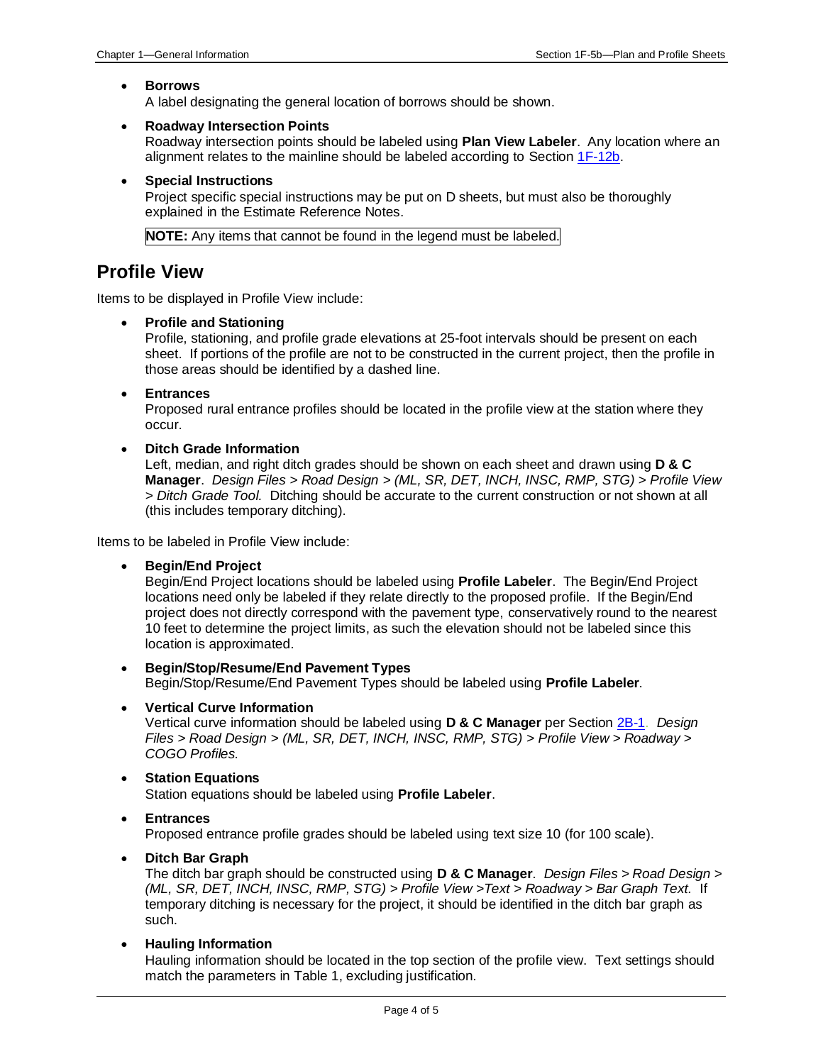- **Borrows**
  A label designating the general location of borrows should be shown.

- **Roadway Intersection Points**
  Roadway intersection points should be labeled using **Plan View Labeler**. Any location where an alignment relates to the mainline should be labeled according to Section 1F-12b.

- **Special Instructions**
  Project specific special instructions may be put on D sheets, but must also be thoroughly explained in the Estimate Reference Notes.

  **NOTE:** Any items that cannot be found in the legend must be labeled.

## Profile View

Items to be displayed in Profile View include:

- **Profile and Stationing**
  Profile, stationing, and profile grade elevations at 25-foot intervals should be present on each sheet. If portions of the profile are not to be constructed in the current project, then the profile in those areas should be identified by a dashed line.

- **Entrances**
  Proposed rural entrance profiles should be located in the profile view at the station where they occur.

- **Ditch Grade Information**
  Left, median, and right ditch grades should be shown on each sheet and drawn using **D & C Manager**. *Design Files > Road Design > (ML, SR, DET, INCH, INSC, RMP, STG) > Profile View > Ditch Grade Tool.* Ditching should be accurate to the current construction or not shown at all (this includes temporary ditching).

Items to be labeled in Profile View include:

- **Begin/End Project**
  Begin/End Project locations should be labeled using **Profile Labeler**. The Begin/End Project locations need only be labeled if they relate directly to the proposed profile. If the Begin/End project does not directly correspond with the pavement type, conservatively round to the nearest 10 feet to determine the project limits, as such the elevation should not be labeled since this location is approximated.

- **Begin/Stop/Resume/End Pavement Types**
  Begin/Stop/Resume/End Pavement Types should be labeled using **Profile Labeler**.

- **Vertical Curve Information**
  Vertical curve information should be labeled using **D & C Manager** per Section 2B-1. *Design Files > Road Design > (ML, SR, DET, INCH, INSC, RMP, STG) > Profile View > Roadway > COGO Profiles.*

- **Station Equations**
  Station equations should be labeled using **Profile Labeler**.

- **Entrances**
  Proposed entrance profile grades should be labeled using text size 10 (for 100 scale).

- **Ditch Bar Graph**
  The ditch bar graph should be constructed using **D & C Manager**. *Design Files > Road Design > (ML, SR, DET, INCH, INSC, RMP, STG) > Profile View >Text > Roadway > Bar Graph Text.* If temporary ditching is necessary for the project, it should be identified in the ditch bar graph as such.

- **Hauling Information**
  Hauling information should be located in the top section of the profile view. Text settings should match the parameters in Table 1, excluding justification.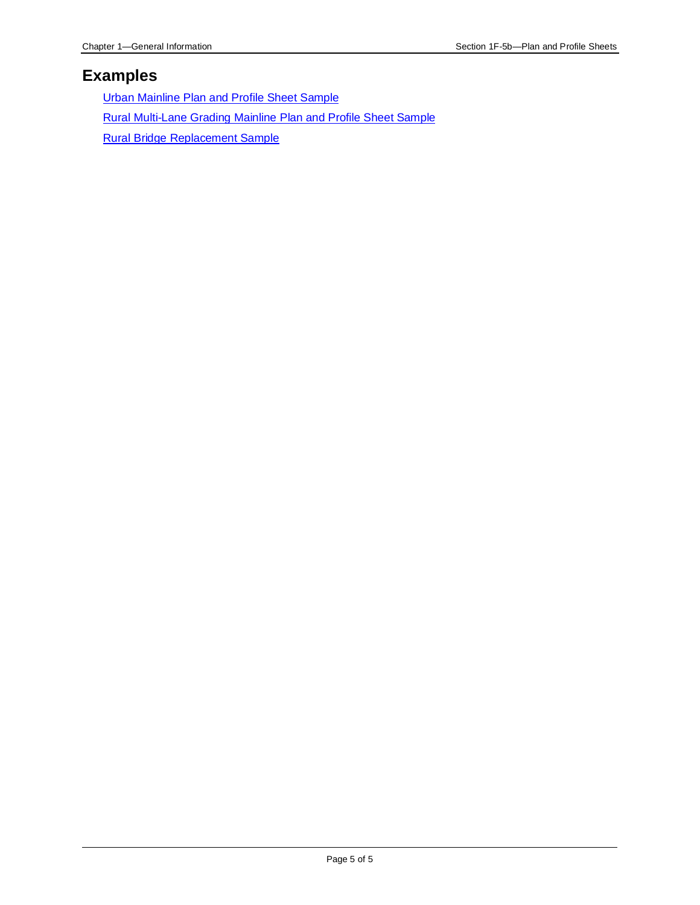## Examples

Urban Mainline Plan and Profile Sheet Sample

Rural Multi-Lane Grading Mainline Plan and Profile Sheet Sample

Rural Bridge Replacement Sample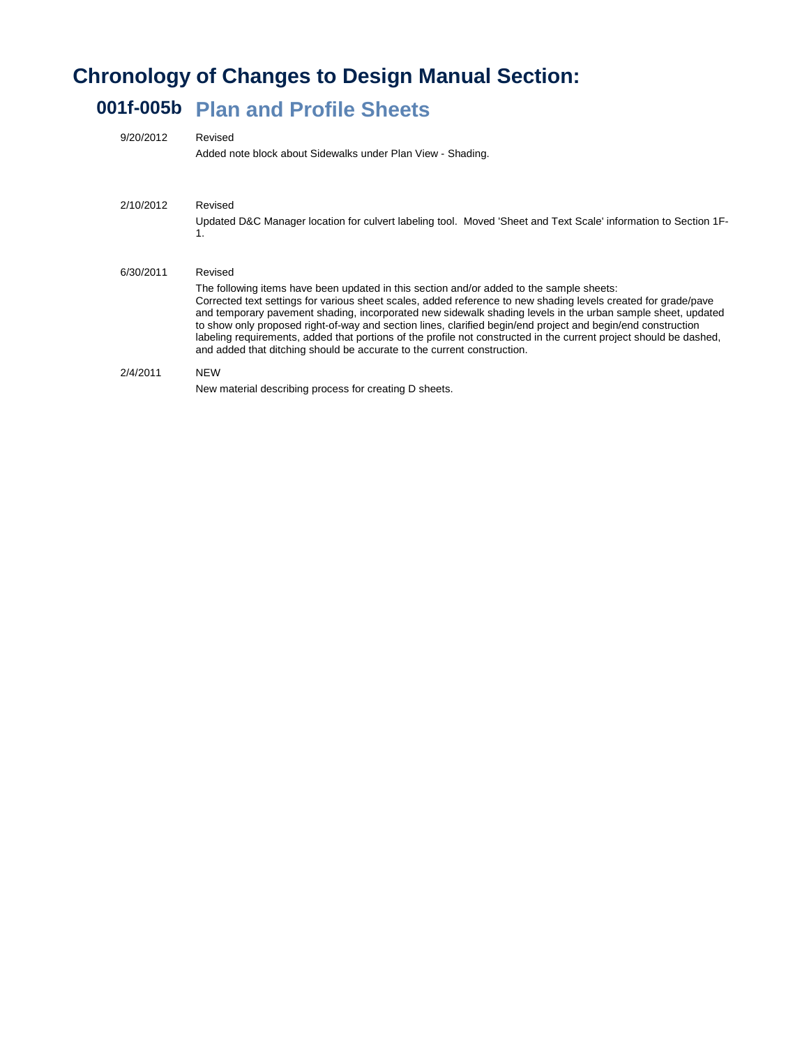# Chronology of Changes to Design Manual Section:

## 001f-005b Plan and Profile Sheets

9/20/2012 Revised

Added note block about Sidewalks under Plan View - Shading.

2/10/2012 Revised

Updated D&C Manager location for culvert labeling tool. Moved 'Sheet and Text Scale' information to Section 1F-1.

6/30/2011 Revised

The following items have been updated in this section and/or added to the sample sheets:
Corrected text settings for various sheet scales, added reference to new shading levels created for grade/pave and temporary pavement shading, incorporated new sidewalk shading levels in the urban sample sheet, updated to show only proposed right-of-way and section lines, clarified begin/end project and begin/end construction labeling requirements, added that portions of the profile not constructed in the current project should be dashed, and added that ditching should be accurate to the current construction.

2/4/2011 NEW

New material describing process for creating D sheets.